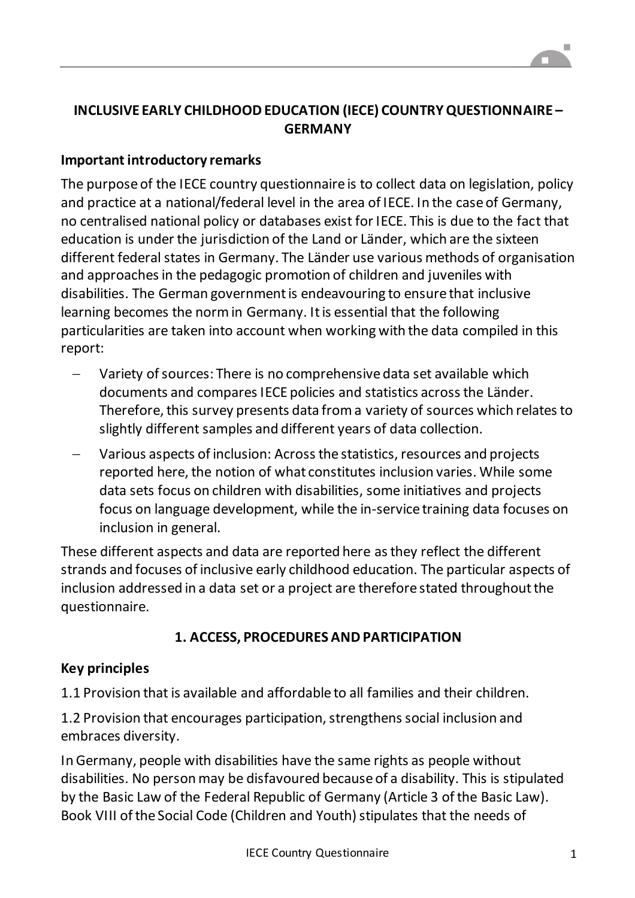# INCLUSIVE EARLY CHILDHOOD EDUCATION (IECE) COUNTRY QUESTIONNAIRE – GERMANY

## Important introductory remarks

The purpose of the IECE country questionnaire is to collect data on legislation, policy and practice at a national/federal level in the area of IECE. In the case of Germany, no centralised national policy or databases exist for IECE. This is due to the fact that education is under the jurisdiction of the Land or Länder, which are the sixteen different federal states in Germany. The Länder use various methods of organisation and approaches in the pedagogic promotion of children and juveniles with disabilities. The German government is endeavouring to ensure that inclusive learning becomes the norm in Germany. It is essential that the following particularities are taken into account when working with the data compiled in this report:

- Variety of sources: There is no comprehensive data set available which documents and compares IECE policies and statistics across the Länder. Therefore, this survey presents data from a variety of sources which relates to slightly different samples and different years of data collection.
- Various aspects of inclusion: Across the statistics, resources and projects reported here, the notion of what constitutes inclusion varies. While some data sets focus on children with disabilities, some initiatives and projects focus on language development, while the in-service training data focuses on inclusion in general.

These different aspects and data are reported here as they reflect the different strands and focuses of inclusive early childhood education. The particular aspects of inclusion addressed in a data set or a project are therefore stated throughout the questionnaire.

## 1. ACCESS, PROCEDURES AND PARTICIPATION

### Key principles

1.1 Provision that is available and affordable to all families and their children.

1.2 Provision that encourages participation, strengthens social inclusion and embraces diversity.

In Germany, people with disabilities have the same rights as people without disabilities. No person may be disfavoured because of a disability. This is stipulated by the Basic Law of the Federal Republic of Germany (Article 3 of the Basic Law). Book VIII of the Social Code (Children and Youth) stipulates that the needs of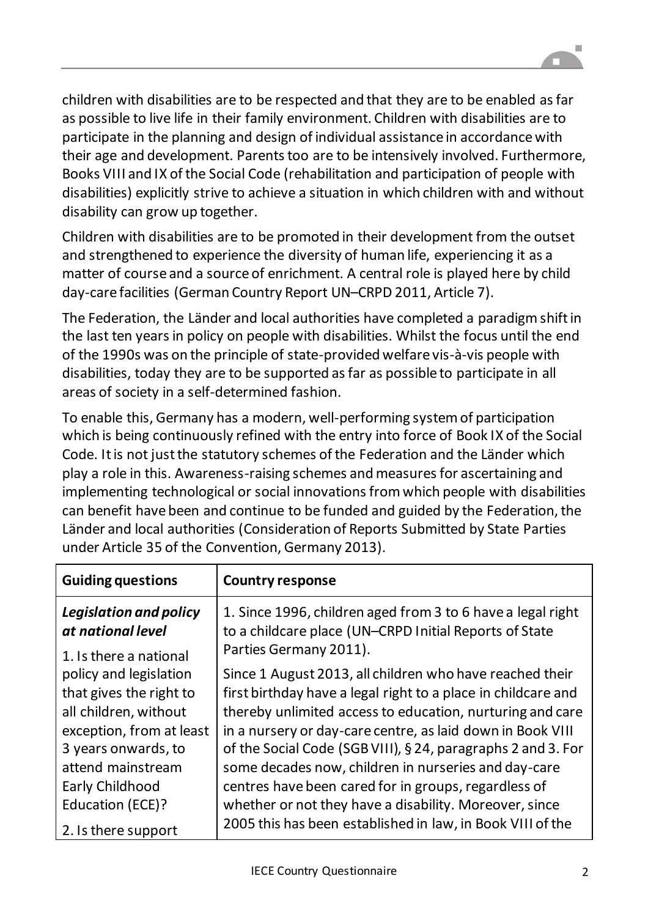children with disabilities are to be respected and that they are to be enabled as far as possible to live life in their family environment. Children with disabilities are to participate in the planning and design of individual assistance in accordance with their age and development. Parents too are to be intensively involved. Furthermore, Books VIII and IX of the Social Code (rehabilitation and participation of people with disabilities) explicitly strive to achieve a situation in which children with and without disability can grow up together.

Children with disabilities are to be promoted in their development from the outset and strengthened to experience the diversity of human life, experiencing it as a matter of course and a source of enrichment. A central role is played here by child day-care facilities (German Country Report UN–CRPD 2011, Article 7).

The Federation, the Länder and local authorities have completed a paradigm shift in the last ten years in policy on people with disabilities. Whilst the focus until the end of the 1990s was on the principle of state-provided welfare vis-à-vis people with disabilities, today they are to be supported as far as possible to participate in all areas of society in a self-determined fashion.

To enable this, Germany has a modern, well-performing system of participation which is being continuously refined with the entry into force of Book IX of the Social Code. It is not just the statutory schemes of the Federation and the Länder which play a role in this. Awareness-raising schemes and measures for ascertaining and implementing technological or social innovations from which people with disabilities can benefit have been and continue to be funded and guided by the Federation, the Länder and local authorities (Consideration of Reports Submitted by State Parties under Article 35 of the Convention, Germany 2013).

| Guiding questions | Country response |
|---|---|
| ***Legislation and policy at national level***<br><br>1. Is there a national policy and legislation that gives the right to all children, without exception, from at least 3 years onwards, to attend mainstream Early Childhood Education (ECE)?<br><br>2. Is there support | 1. Since 1996, children aged from 3 to 6 have a legal right to a childcare place (UN–CRPD Initial Reports of State Parties Germany 2011).<br><br>Since 1 August 2013, all children who have reached their first birthday have a legal right to a place in childcare and thereby unlimited access to education, nurturing and care in a nursery or day-care centre, as laid down in Book VIII of the Social Code (SGB VIII), § 24, paragraphs 2 and 3. For some decades now, children in nurseries and day-care centres have been cared for in groups, regardless of whether or not they have a disability. Moreover, since 2005 this has been established in law, in Book VIII of the |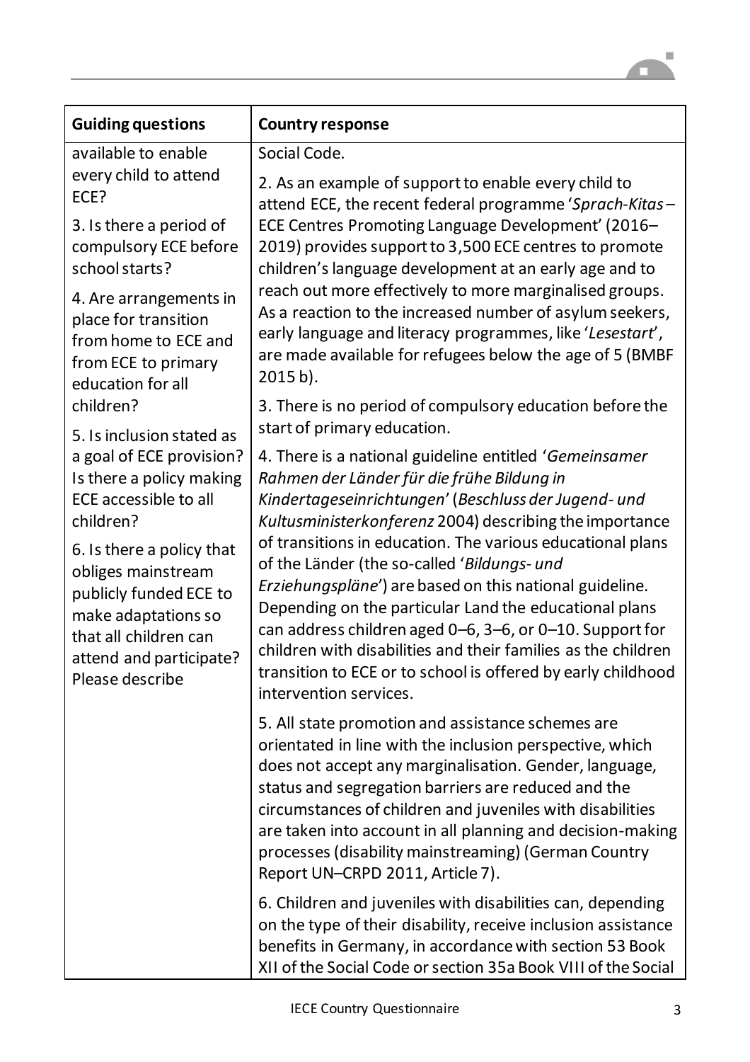| Guiding questions | Country response |
|---|---|
| available to enable every child to attend ECE?<br><br>3. Is there a period of compulsory ECE before school starts?<br><br>4. Are arrangements in place for transition from home to ECE and from ECE to primary education for all children?<br><br>5. Is inclusion stated as a goal of ECE provision? Is there a policy making ECE accessible to all children?<br><br>6. Is there a policy that obliges mainstream publicly funded ECE to make adaptations so that all children can attend and participate? Please describe | Social Code.<br><br>2. As an example of support to enable every child to attend ECE, the recent federal programme '*Sprach-Kitas* – ECE Centres Promoting Language Development' (2016–2019) provides support to 3,500 ECE centres to promote children's language development at an early age and to reach out more effectively to more marginalised groups. As a reaction to the increased number of asylum seekers, early language and literacy programmes, like '*Lesestart*', are made available for refugees below the age of 5 (BMBF 2015 b).<br><br>3. There is no period of compulsory education before the start of primary education.<br><br>4. There is a national guideline entitled '*Gemeinsamer Rahmen der Länder für die frühe Bildung in Kindertageseinrichtungen*' (*Beschluss der Jugend- und Kultusministerkonferenz* 2004) describing the importance of transitions in education. The various educational plans of the Länder (the so-called '*Bildungs- und Erziehungspläne*') are based on this national guideline. Depending on the particular Land the educational plans can address children aged 0–6, 3–6, or 0–10. Support for children with disabilities and their families as the children transition to ECE or to school is offered by early childhood intervention services.<br><br>5. All state promotion and assistance schemes are orientated in line with the inclusion perspective, which does not accept any marginalisation. Gender, language, status and segregation barriers are reduced and the circumstances of children and juveniles with disabilities are taken into account in all planning and decision-making processes (disability mainstreaming) (German Country Report UN–CRPD 2011, Article 7).<br><br>6. Children and juveniles with disabilities can, depending on the type of their disability, receive inclusion assistance benefits in Germany, in accordance with section 53 Book XII of the Social Code or section 35a Book VIII of the Social |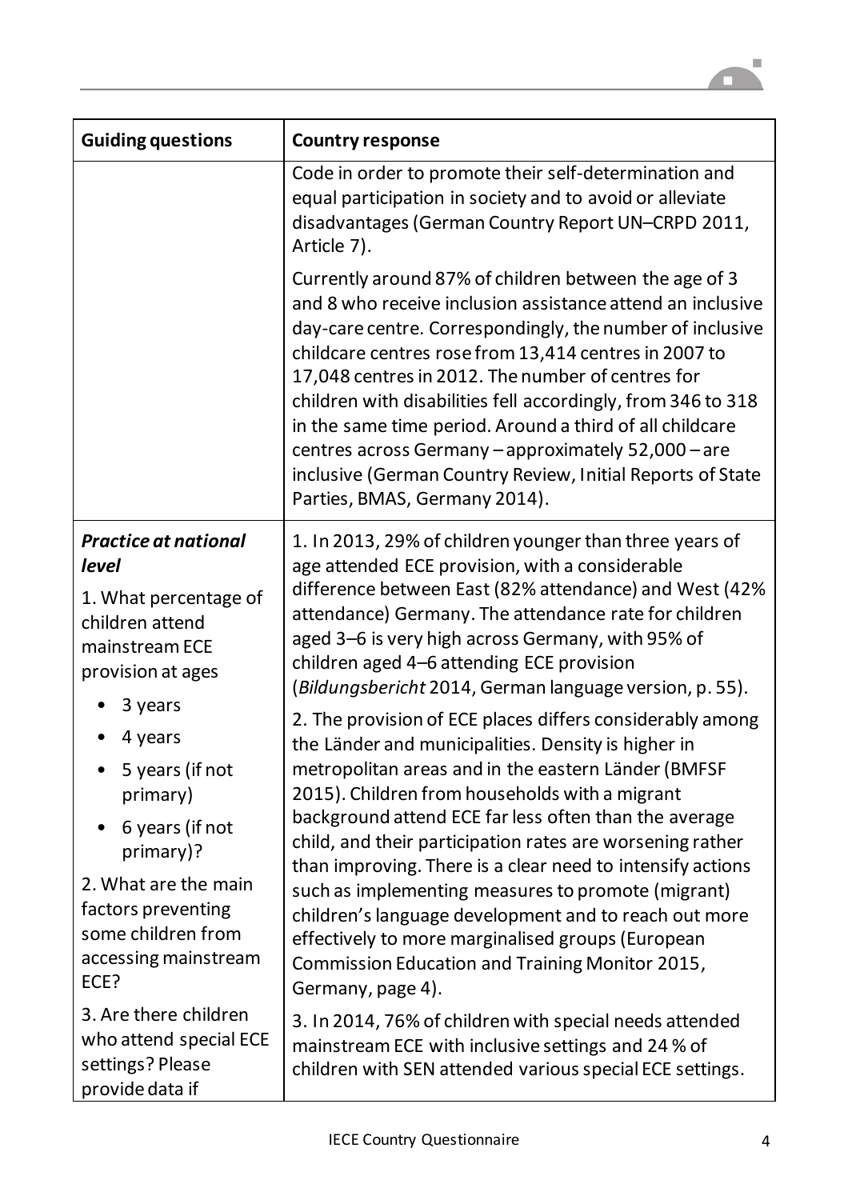| Guiding questions | Country response |
|---|---|
| | Code in order to promote their self-determination and equal participation in society and to avoid or alleviate disadvantages (German Country Report UN–CRPD 2011, Article 7).<br><br>Currently around 87% of children between the age of 3 and 8 who receive inclusion assistance attend an inclusive day-care centre. Correspondingly, the number of inclusive childcare centres rose from 13,414 centres in 2007 to 17,048 centres in 2012. The number of centres for children with disabilities fell accordingly, from 346 to 318 in the same time period. Around a third of all childcare centres across Germany – approximately 52,000 – are inclusive (German Country Review, Initial Reports of State Parties, BMAS, Germany 2014). |
| ***Practice at national level***<br><br>1. What percentage of children attend mainstream ECE provision at ages<br>• 3 years<br>• 4 years<br>• 5 years (if not primary)<br>• 6 years (if not primary)?<br><br>2. What are the main factors preventing some children from accessing mainstream ECE?<br><br>3. Are there children who attend special ECE settings? Please provide data if | 1. In 2013, 29% of children younger than three years of age attended ECE provision, with a considerable difference between East (82% attendance) and West (42% attendance) Germany. The attendance rate for children aged 3–6 is very high across Germany, with 95% of children aged 4–6 attending ECE provision (*Bildungsbericht* 2014, German language version, p. 55).<br><br>2. The provision of ECE places differs considerably among the Länder and municipalities. Density is higher in metropolitan areas and in the eastern Länder (BMFSF 2015). Children from households with a migrant background attend ECE far less often than the average child, and their participation rates are worsening rather than improving. There is a clear need to intensify actions such as implementing measures to promote (migrant) children's language development and to reach out more effectively to more marginalised groups (European Commission Education and Training Monitor 2015, Germany, page 4).<br><br>3. In 2014, 76% of children with special needs attended mainstream ECE with inclusive settings and 24 % of children with SEN attended various special ECE settings. |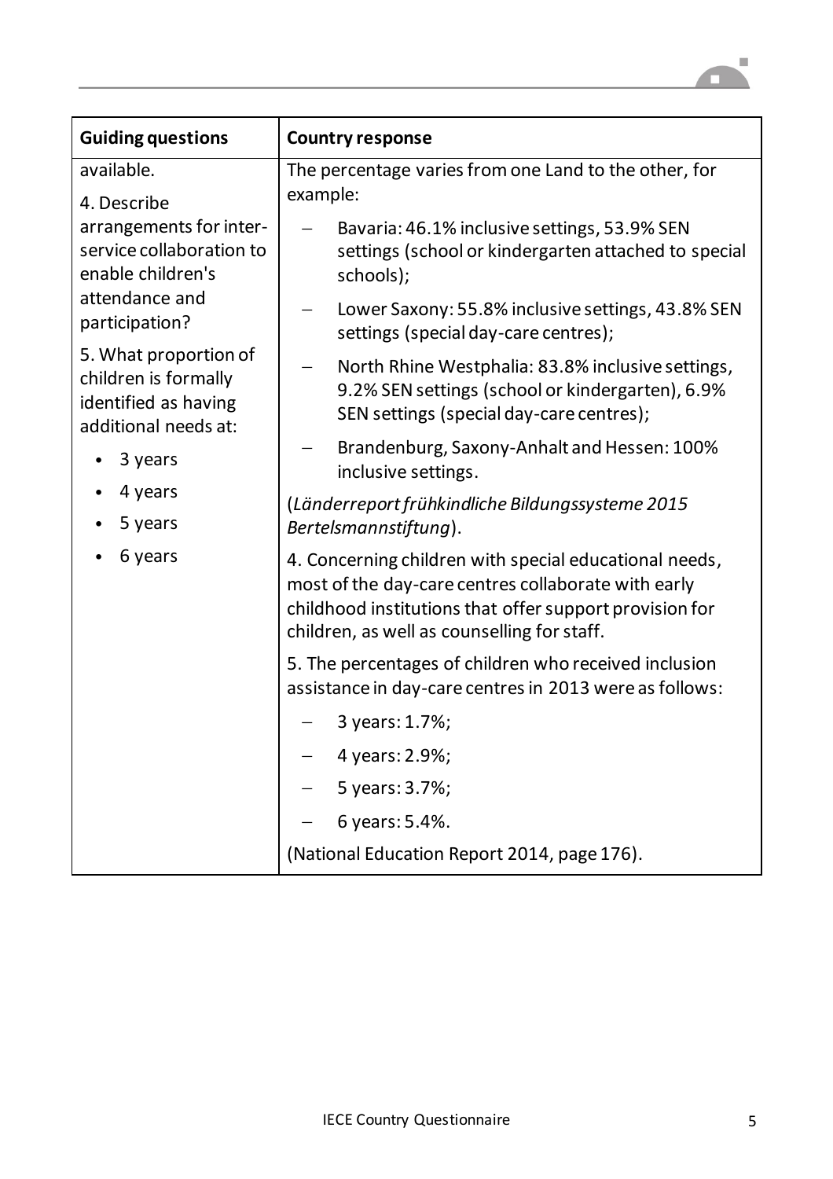| Guiding questions | Country response |
|---|---|
| available.<br><br>4. Describe arrangements for inter-service collaboration to enable children's attendance and participation?<br><br>5. What proportion of children is formally identified as having additional needs at:<br>• 3 years<br>• 4 years<br>• 5 years<br>• 6 years | The percentage varies from one Land to the other, for example:<br>– Bavaria: 46.1% inclusive settings, 53.9% SEN settings (school or kindergarten attached to special schools);<br>– Lower Saxony: 55.8% inclusive settings, 43.8% SEN settings (special day-care centres);<br>– North Rhine Westphalia: 83.8% inclusive settings, 9.2% SEN settings (school or kindergarten), 6.9% SEN settings (special day-care centres);<br>– Brandenburg, Saxony-Anhalt and Hessen: 100% inclusive settings.<br><br>(*Länderreport frühkindliche Bildungssysteme 2015 Bertelsmannstiftung*).<br><br>4. Concerning children with special educational needs, most of the day-care centres collaborate with early childhood institutions that offer support provision for children, as well as counselling for staff.<br><br>5. The percentages of children who received inclusion assistance in day-care centres in 2013 were as follows:<br>– 3 years: 1.7%;<br>– 4 years: 2.9%;<br>– 5 years: 3.7%;<br>– 6 years: 5.4%.<br><br>(National Education Report 2014, page 176). |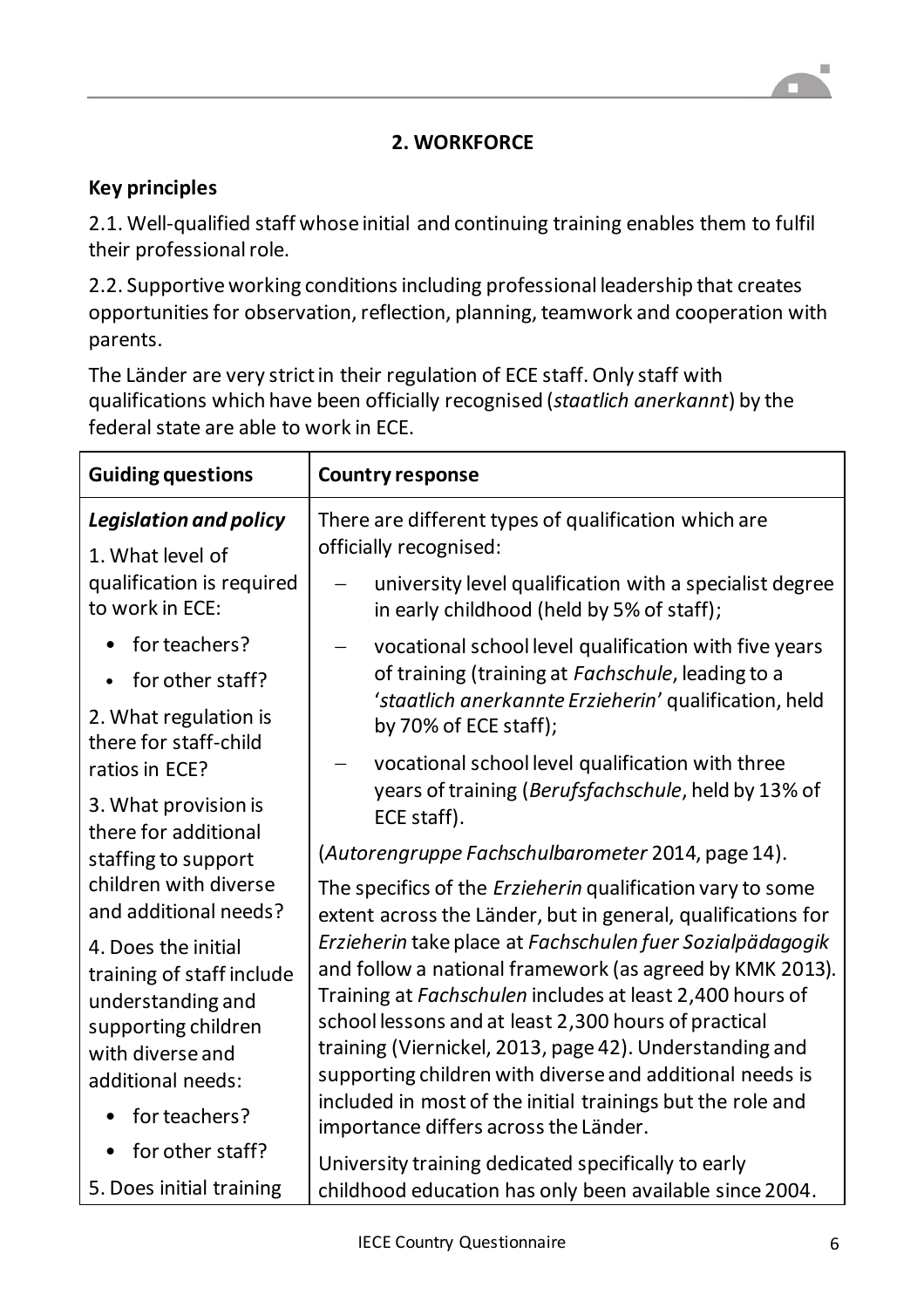## 2. WORKFORCE

**Key principles**

2.1. Well-qualified staff whose initial and continuing training enables them to fulfil their professional role.

2.2. Supportive working conditions including professional leadership that creates opportunities for observation, reflection, planning, teamwork and cooperation with parents.

The Länder are very strict in their regulation of ECE staff. Only staff with qualifications which have been officially recognised (*staatlich anerkannt*) by the federal state are able to work in ECE.

| Guiding questions | Country response |
|---|---|
| ***Legislation and policy***<br>1. What level of qualification is required to work in ECE:<br>• for teachers?<br>• for other staff?<br>2. What regulation is there for staff-child ratios in ECE?<br>3. What provision is there for additional staffing to support children with diverse and additional needs?<br>4. Does the initial training of staff include understanding and supporting children with diverse and additional needs:<br>• for teachers?<br>• for other staff?<br>5. Does initial training | There are different types of qualification which are officially recognised:<br>– university level qualification with a specialist degree in early childhood (held by 5% of staff);<br>– vocational school level qualification with five years of training (training at *Fachschule*, leading to a '*staatlich anerkannte Erzieherin*' qualification, held by 70% of ECE staff);<br>– vocational school level qualification with three years of training (*Berufsfachschule*, held by 13% of ECE staff).<br>(*Autorengruppe Fachschulbarometer* 2014, page 14).<br>The specifics of the *Erzieherin* qualification vary to some extent across the Länder, but in general, qualifications for *Erzieherin* take place at *Fachschulen fuer Sozialpädagogik* and follow a national framework (as agreed by KMK 2013). Training at *Fachschulen* includes at least 2,400 hours of school lessons and at least 2,300 hours of practical training (Viernickel, 2013, page 42). Understanding and supporting children with diverse and additional needs is included in most of the initial trainings but the role and importance differs across the Länder.<br>University training dedicated specifically to early childhood education has only been available since 2004. |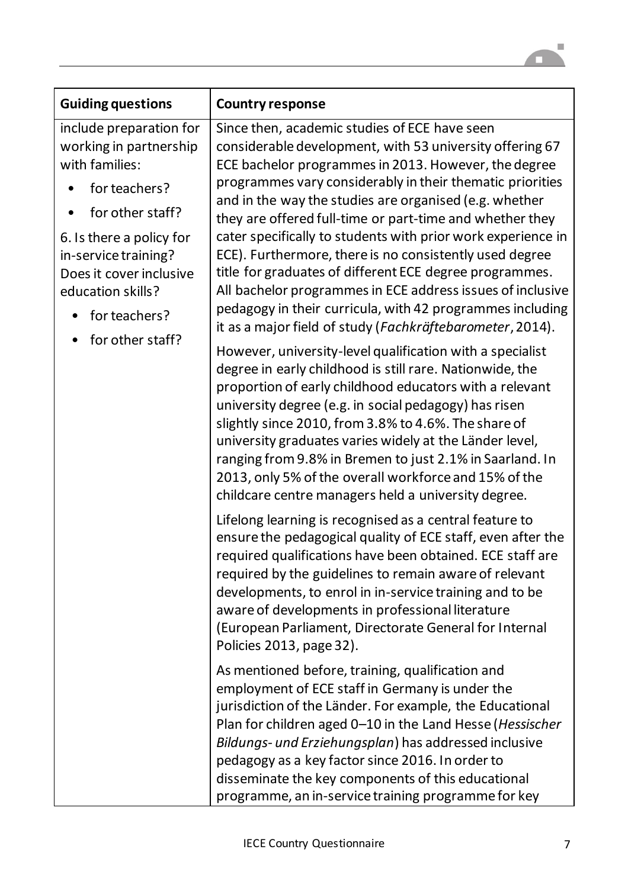| Guiding questions | Country response |
|---|---|
| include preparation for working in partnership with families:<br>• for teachers?<br>• for other staff?<br><br>6. Is there a policy for in-service training? Does it cover inclusive education skills?<br>• for teachers?<br>• for other staff? | Since then, academic studies of ECE have seen considerable development, with 53 university offering 67 ECE bachelor programmes in 2013. However, the degree programmes vary considerably in their thematic priorities and in the way the studies are organised (e.g. whether they are offered full-time or part-time and whether they cater specifically to students with prior work experience in ECE). Furthermore, there is no consistently used degree title for graduates of different ECE degree programmes. All bachelor programmes in ECE address issues of inclusive pedagogy in their curricula, with 42 programmes including it as a major field of study (*Fachkräftebarometer*, 2014).<br><br>However, university-level qualification with a specialist degree in early childhood is still rare. Nationwide, the proportion of early childhood educators with a relevant university degree (e.g. in social pedagogy) has risen slightly since 2010, from 3.8% to 4.6%. The share of university graduates varies widely at the Länder level, ranging from 9.8% in Bremen to just 2.1% in Saarland. In 2013, only 5% of the overall workforce and 15% of the childcare centre managers held a university degree.<br><br>Lifelong learning is recognised as a central feature to ensure the pedagogical quality of ECE staff, even after the required qualifications have been obtained. ECE staff are required by the guidelines to remain aware of relevant developments, to enrol in in-service training and to be aware of developments in professional literature (European Parliament, Directorate General for Internal Policies 2013, page 32).<br><br>As mentioned before, training, qualification and employment of ECE staff in Germany is under the jurisdiction of the Länder. For example, the Educational Plan for children aged 0–10 in the Land Hesse (*Hessischer Bildungs- und Erziehungsplan*) has addressed inclusive pedagogy as a key factor since 2016. In order to disseminate the key components of this educational programme, an in-service training programme for key |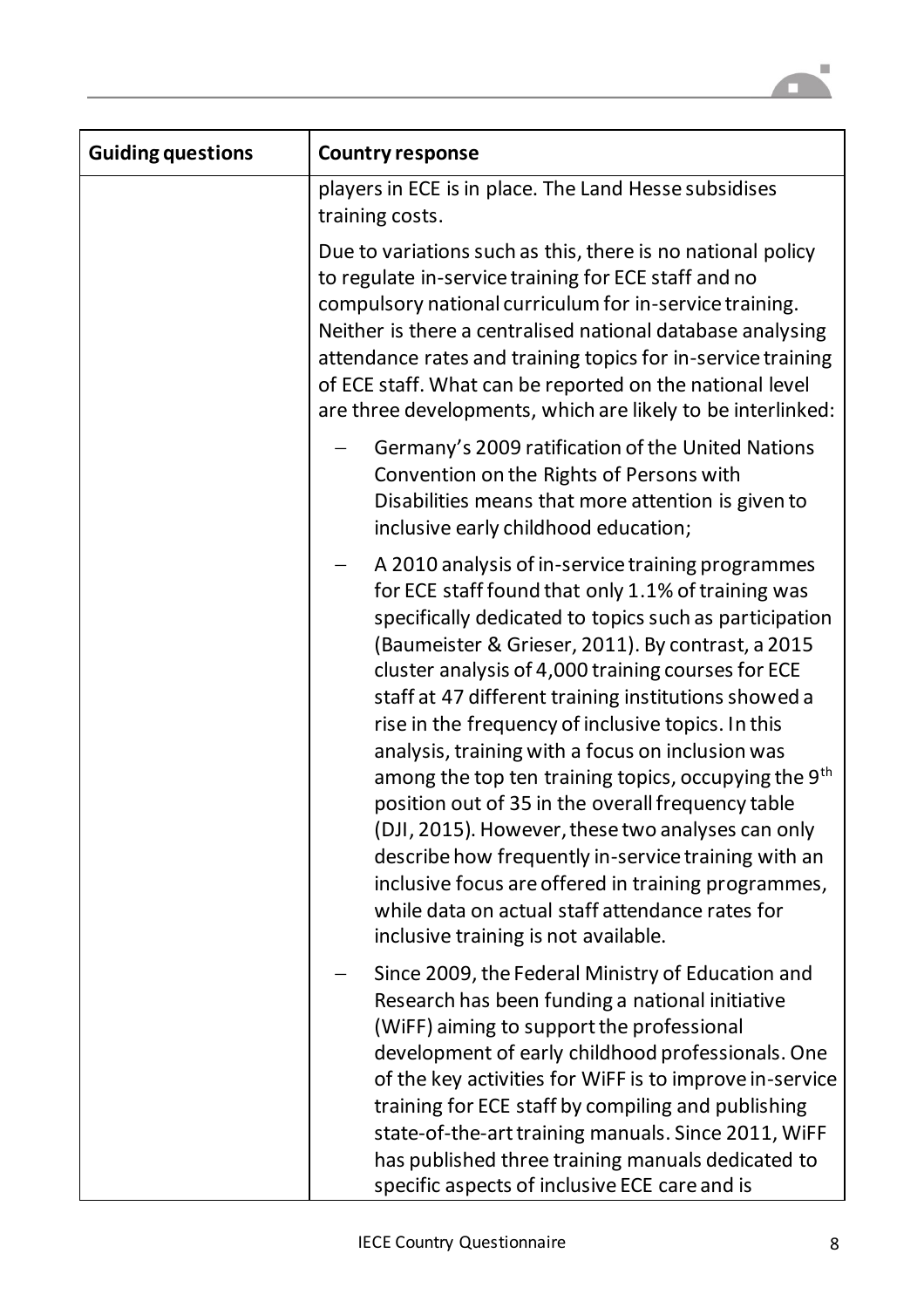| Guiding questions | Country response |
|---|---|
| | players in ECE is in place. The Land Hesse subsidises training costs.<br><br>Due to variations such as this, there is no national policy to regulate in-service training for ECE staff and no compulsory national curriculum for in-service training. Neither is there a centralised national database analysing attendance rates and training topics for in-service training of ECE staff. What can be reported on the national level are three developments, which are likely to be interlinked:<br><br>– Germany's 2009 ratification of the United Nations Convention on the Rights of Persons with Disabilities means that more attention is given to inclusive early childhood education;<br><br>– A 2010 analysis of in-service training programmes for ECE staff found that only 1.1% of training was specifically dedicated to topics such as participation (Baumeister & Grieser, 2011). By contrast, a 2015 cluster analysis of 4,000 training courses for ECE staff at 47 different training institutions showed a rise in the frequency of inclusive topics. In this analysis, training with a focus on inclusion was among the top ten training topics, occupying the 9th position out of 35 in the overall frequency table (DJI, 2015). However, these two analyses can only describe how frequently in-service training with an inclusive focus are offered in training programmes, while data on actual staff attendance rates for inclusive training is not available.<br><br>– Since 2009, the Federal Ministry of Education and Research has been funding a national initiative (WiFF) aiming to support the professional development of early childhood professionals. One of the key activities for WiFF is to improve in-service training for ECE staff by compiling and publishing state-of-the-art training manuals. Since 2011, WiFF has published three training manuals dedicated to specific aspects of inclusive ECE care and is |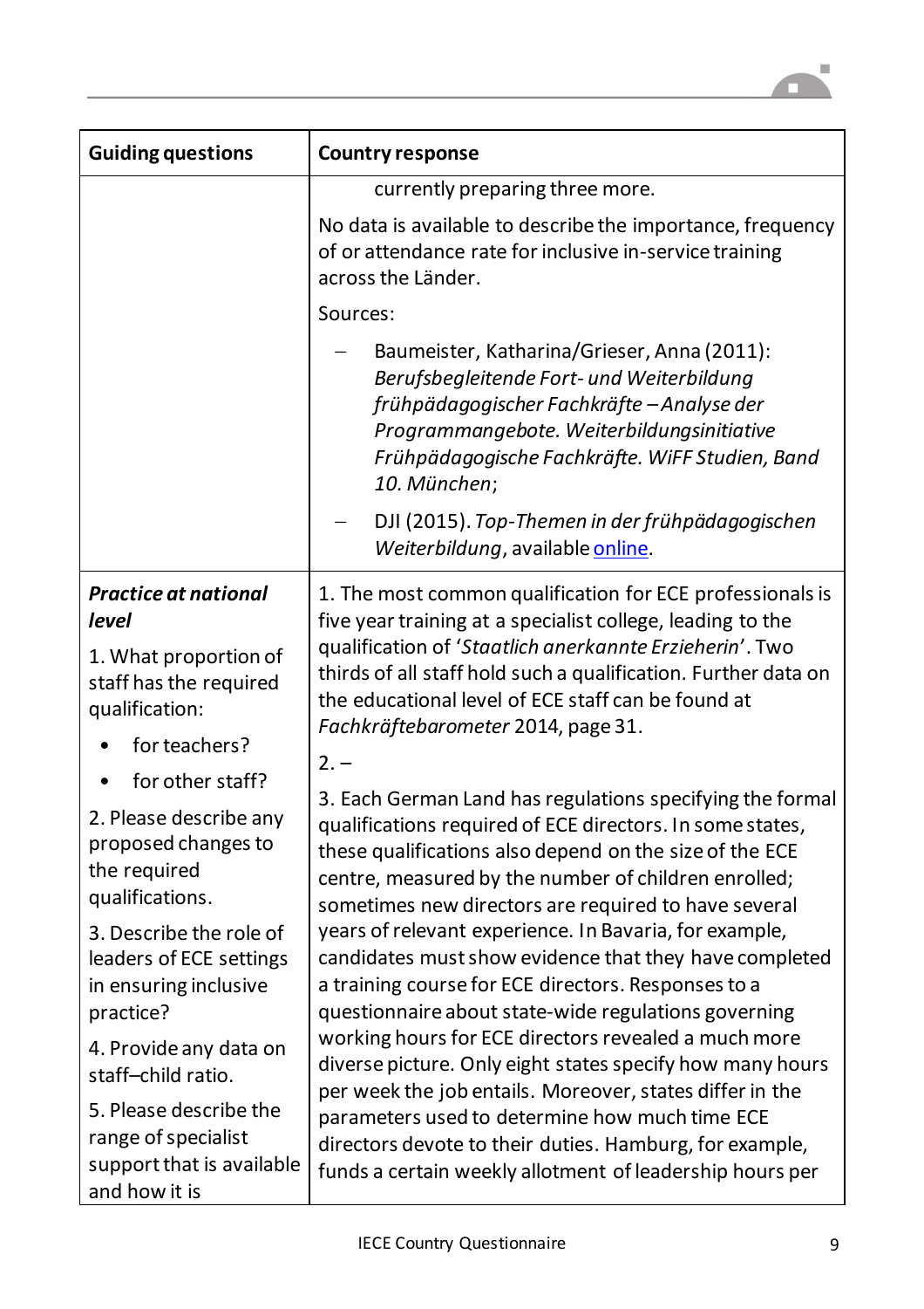| Guiding questions | Country response |
|---|---|
| | currently preparing three more.<br><br>No data is available to describe the importance, frequency of or attendance rate for inclusive in-service training across the Länder.<br><br>Sources:<br><br>– Baumeister, Katharina/Grieser, Anna (2011): *Berufsbegleitende Fort- und Weiterbildung frühpädagogischer Fachkräfte – Analyse der Programmangebote. Weiterbildungsinitiative Frühpädagogische Fachkräfte. WiFF Studien, Band 10. München*;<br><br>– DJI (2015). *Top-Themen in der frühpädagogischen Weiterbildung*, available online. |
| ***Practice at national level***<br><br>1. What proportion of staff has the required qualification:<br><br>• for teachers?<br><br>• for other staff?<br><br>2. Please describe any proposed changes to the required qualifications.<br><br>3. Describe the role of leaders of ECE settings in ensuring inclusive practice?<br><br>4. Provide any data on staff–child ratio.<br><br>5. Please describe the range of specialist support that is available and how it is | 1. The most common qualification for ECE professionals is five year training at a specialist college, leading to the qualification of '*Staatlich anerkannte Erzieherin*'. Two thirds of all staff hold such a qualification. Further data on the educational level of ECE staff can be found at *Fachkräftebarometer* 2014, page 31.<br><br>2. –<br><br>3. Each German Land has regulations specifying the formal qualifications required of ECE directors. In some states, these qualifications also depend on the size of the ECE centre, measured by the number of children enrolled; sometimes new directors are required to have several years of relevant experience. In Bavaria, for example, candidates must show evidence that they have completed a training course for ECE directors. Responses to a questionnaire about state-wide regulations governing working hours for ECE directors revealed a much more diverse picture. Only eight states specify how many hours per week the job entails. Moreover, states differ in the parameters used to determine how much time ECE directors devote to their duties. Hamburg, for example, funds a certain weekly allotment of leadership hours per |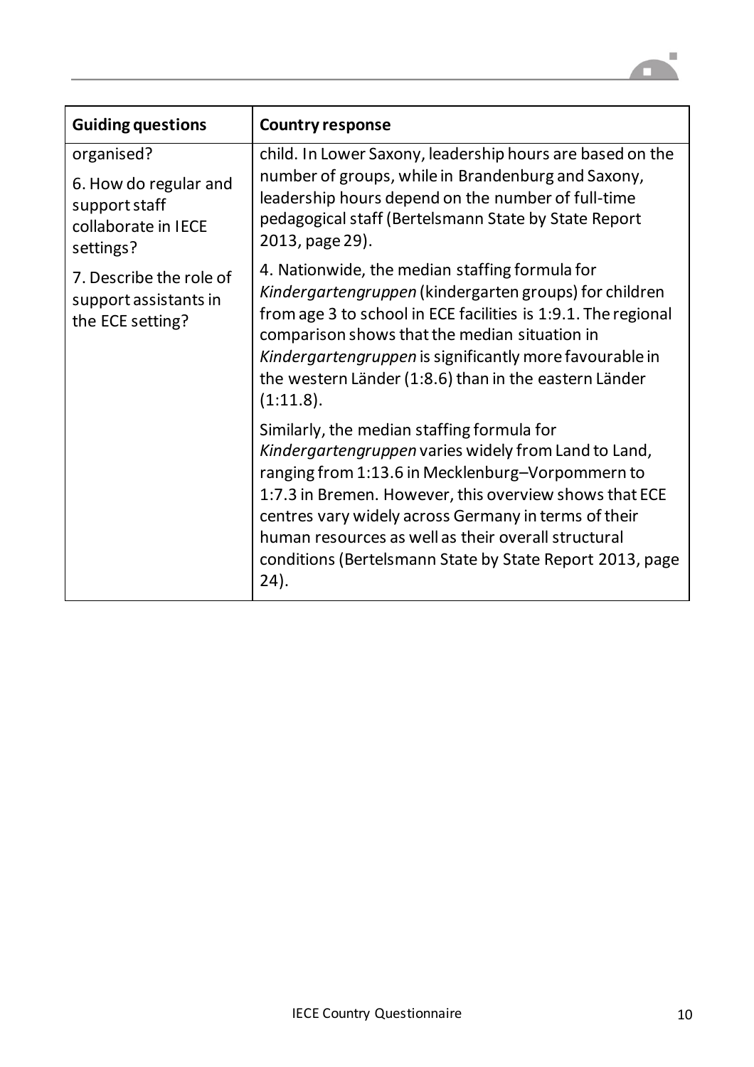| Guiding questions | Country response |
| --- | --- |
| organised?<br><br>6. How do regular and support staff collaborate in IECE settings?<br><br>7. Describe the role of support assistants in the ECE setting? | child. In Lower Saxony, leadership hours are based on the number of groups, while in Brandenburg and Saxony, leadership hours depend on the number of full-time pedagogical staff (Bertelsmann State by State Report 2013, page 29).<br><br>4. Nationwide, the median staffing formula for *Kindergartengruppen* (kindergarten groups) for children from age 3 to school in ECE facilities is 1:9.1. The regional comparison shows that the median situation in *Kindergartengruppen* is significantly more favourable in the western Länder (1:8.6) than in the eastern Länder (1:11.8).<br><br>Similarly, the median staffing formula for *Kindergartengruppen* varies widely from Land to Land, ranging from 1:13.6 in Mecklenburg–Vorpommern to 1:7.3 in Bremen. However, this overview shows that ECE centres vary widely across Germany in terms of their human resources as well as their overall structural conditions (Bertelsmann State by State Report 2013, page 24). |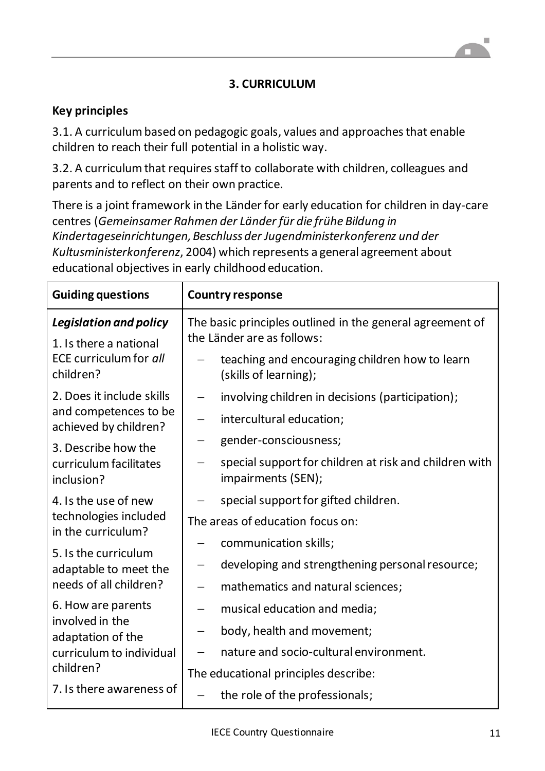### 3. CURRICULUM

**Key principles**

3.1. A curriculum based on pedagogic goals, values and approaches that enable children to reach their full potential in a holistic way.

3.2. A curriculum that requires staff to collaborate with children, colleagues and parents and to reflect on their own practice.

There is a joint framework in the Länder for early education for children in day-care centres (*Gemeinsamer Rahmen der Länder für die frühe Bildung in Kindertageseinrichtungen, Beschluss der Jugendministerkonferenz und der Kultusministerkonferenz*, 2004) which represents a general agreement about educational objectives in early childhood education.

| Guiding questions | Country response |
|---|---|
| ***Legislation and policy***<br>1. Is there a national ECE curriculum for *all* children?<br>2. Does it include skills and competences to be achieved by children?<br>3. Describe how the curriculum facilitates inclusion?<br>4. Is the use of new technologies included in the curriculum?<br>5. Is the curriculum adaptable to meet the needs of all children?<br>6. How are parents involved in the adaptation of the curriculum to individual children?<br>7. Is there awareness of | The basic principles outlined in the general agreement of the Länder are as follows:<br>– teaching and encouraging children how to learn (skills of learning);<br>– involving children in decisions (participation);<br>– intercultural education;<br>– gender-consciousness;<br>– special support for children at risk and children with impairments (SEN);<br>– special support for gifted children.<br>The areas of education focus on:<br>– communication skills;<br>– developing and strengthening personal resource;<br>– mathematics and natural sciences;<br>– musical education and media;<br>– body, health and movement;<br>– nature and socio-cultural environment.<br>The educational principles describe:<br>– the role of the professionals; |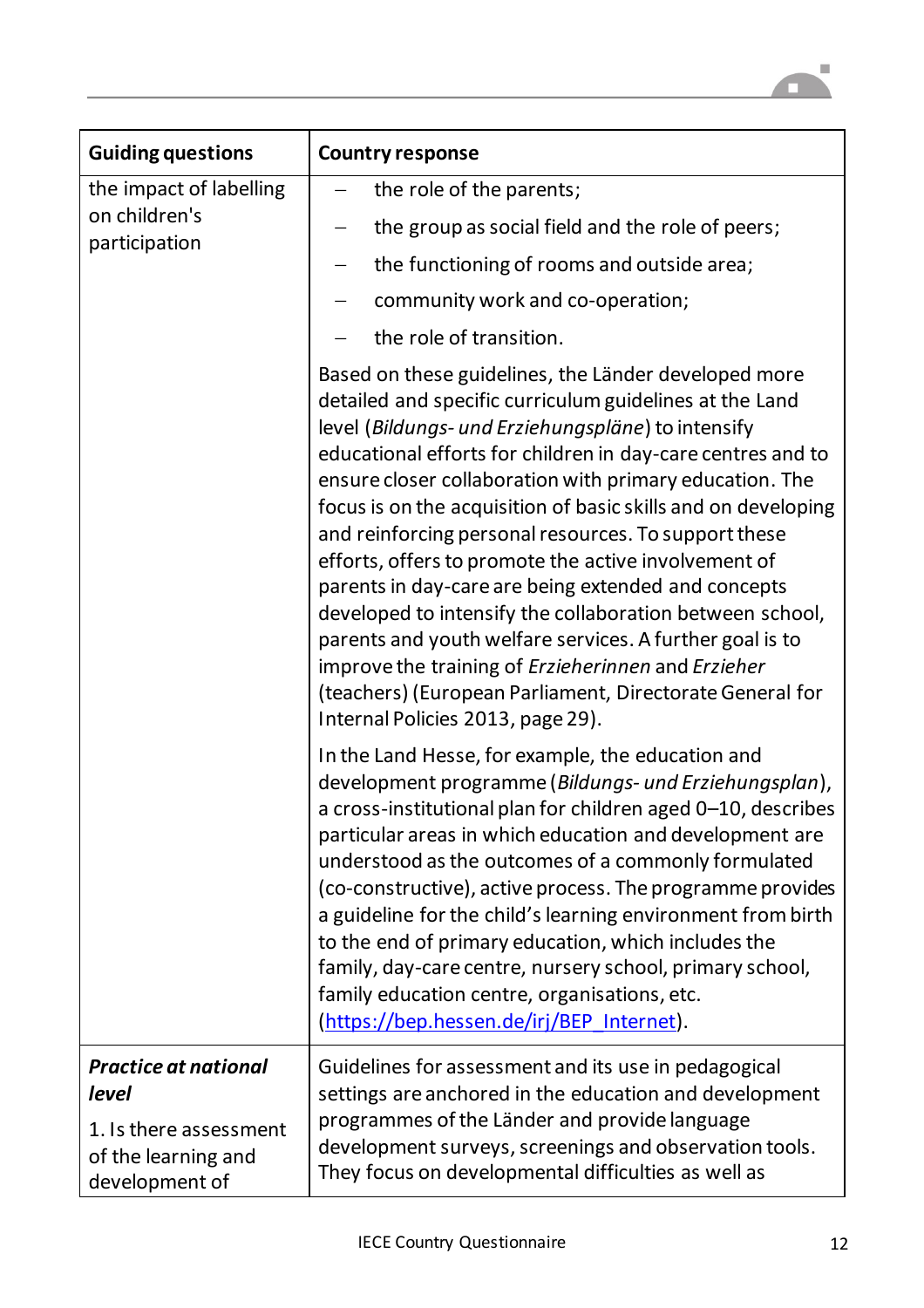| Guiding questions | Country response |
| --- | --- |
| the impact of labelling on children's participation | – the role of the parents;<br>– the group as social field and the role of peers;<br>– the functioning of rooms and outside area;<br>– community work and co-operation;<br>– the role of transition.<br><br>Based on these guidelines, the Länder developed more detailed and specific curriculum guidelines at the Land level (*Bildungs- und Erziehungspläne*) to intensify educational efforts for children in day-care centres and to ensure closer collaboration with primary education. The focus is on the acquisition of basic skills and on developing and reinforcing personal resources. To support these efforts, offers to promote the active involvement of parents in day-care are being extended and concepts developed to intensify the collaboration between school, parents and youth welfare services. A further goal is to improve the training of *Erzieherinnen* and *Erzieher* (teachers) (European Parliament, Directorate General for Internal Policies 2013, page 29).<br><br>In the Land Hesse, for example, the education and development programme (*Bildungs- und Erziehungsplan*), a cross-institutional plan for children aged 0–10, describes particular areas in which education and development are understood as the outcomes of a commonly formulated (co-constructive), active process. The programme provides a guideline for the child's learning environment from birth to the end of primary education, which includes the family, day-care centre, nursery school, primary school, family education centre, organisations, etc. (https://bep.hessen.de/irj/BEP_Internet). |
| ***Practice at national level***<br><br>1. Is there assessment of the learning and development of | Guidelines for assessment and its use in pedagogical settings are anchored in the education and development programmes of the Länder and provide language development surveys, screenings and observation tools. They focus on developmental difficulties as well as |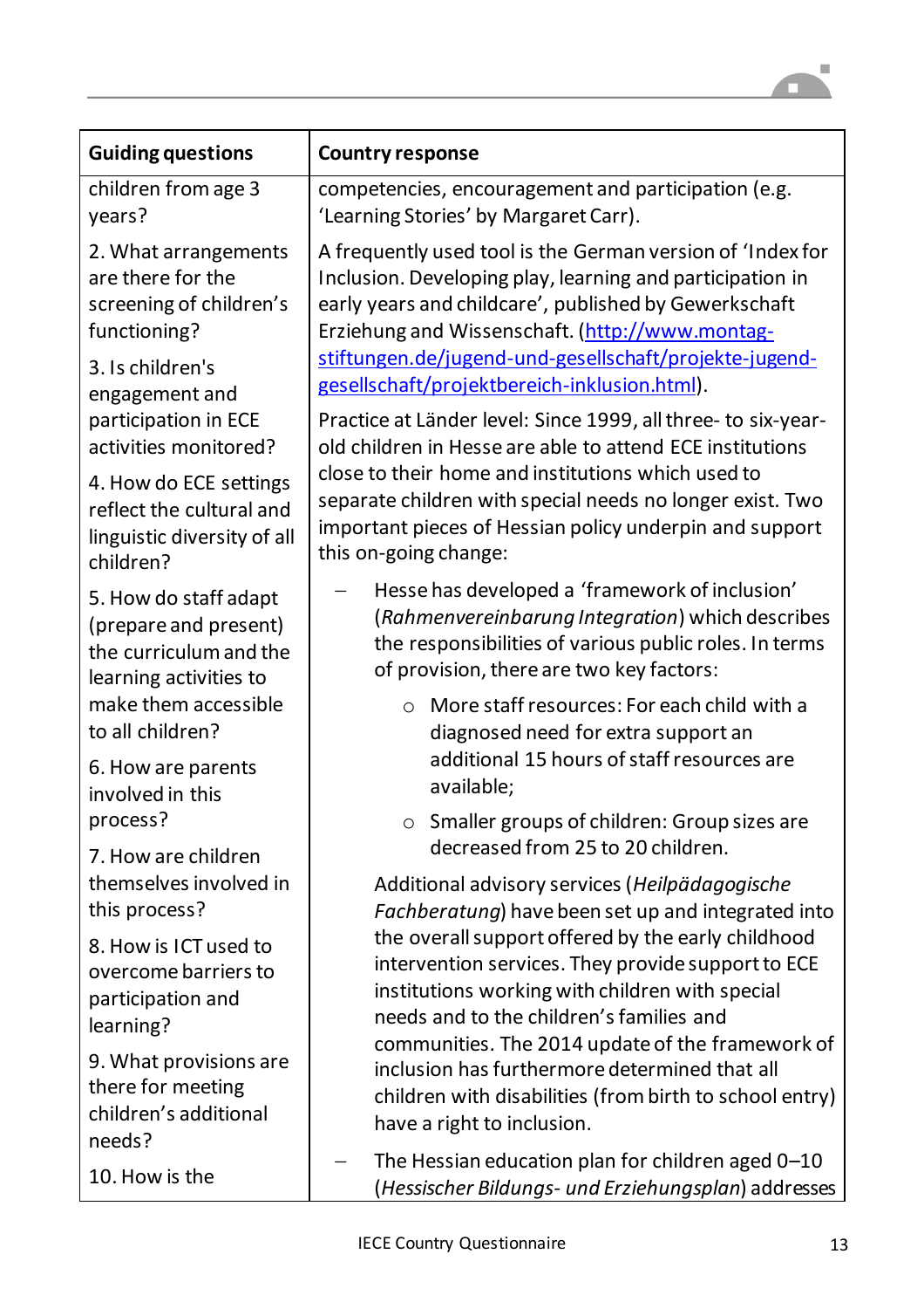| Guiding questions | Country response |
| --- | --- |
| children from age 3 years?<br><br>2. What arrangements are there for the screening of children's functioning?<br><br>3. Is children's engagement and participation in ECE activities monitored?<br><br>4. How do ECE settings reflect the cultural and linguistic diversity of all children?<br><br>5. How do staff adapt (prepare and present) the curriculum and the learning activities to make them accessible to all children?<br><br>6. How are parents involved in this process?<br><br>7. How are children themselves involved in this process?<br><br>8. How is ICT used to overcome barriers to participation and learning?<br><br>9. What provisions are there for meeting children's additional needs?<br><br>10. How is the | competencies, encouragement and participation (e.g. 'Learning Stories' by Margaret Carr).<br><br>A frequently used tool is the German version of 'Index for Inclusion. Developing play, learning and participation in early years and childcare', published by Gewerkschaft Erziehung and Wissenschaft. ([http://www.montag-stiftungen.de/jugend-und-gesellschaft/projekte-jugend-gesellschaft/projektbereich-inklusion.html](http://www.montag-stiftungen.de/jugend-und-gesellschaft/projekte-jugend-gesellschaft/projektbereich-inklusion.html)).<br><br>Practice at Länder level: Since 1999, all three- to six-year-old children in Hesse are able to attend ECE institutions close to their home and institutions which used to separate children with special needs no longer exist. Two important pieces of Hessian policy underpin and support this on-going change:<br><br>– Hesse has developed a 'framework of inclusion' (*Rahmenvereinbarung Integration*) which describes the responsibilities of various public roles. In terms of provision, there are two key factors:<br>○ More staff resources: For each child with a diagnosed need for extra support an additional 15 hours of staff resources are available;<br>○ Smaller groups of children: Group sizes are decreased from 25 to 20 children.<br><br>Additional advisory services (*Heilpädagogische Fachberatung*) have been set up and integrated into the overall support offered by the early childhood intervention services. They provide support to ECE institutions working with children with special needs and to the children's families and communities. The 2014 update of the framework of inclusion has furthermore determined that all children with disabilities (from birth to school entry) have a right to inclusion.<br><br>– The Hessian education plan for children aged 0–10 (*Hessischer Bildungs- und Erziehungsplan*) addresses |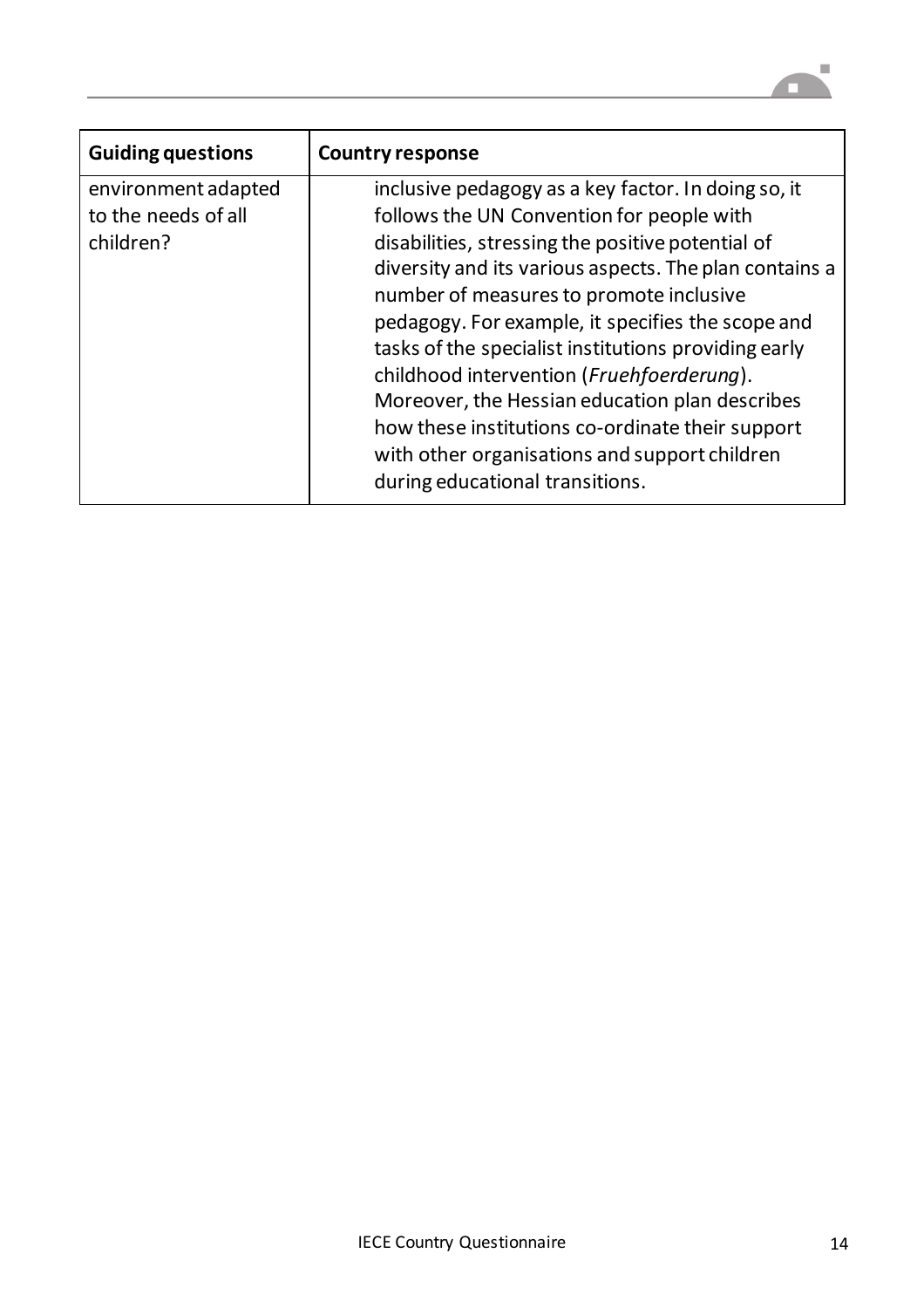| Guiding questions | Country response |
| --- | --- |
| environment adapted to the needs of all children? | inclusive pedagogy as a key factor. In doing so, it follows the UN Convention for people with disabilities, stressing the positive potential of diversity and its various aspects. The plan contains a number of measures to promote inclusive pedagogy. For example, it specifies the scope and tasks of the specialist institutions providing early childhood intervention (*Fruehfoerderung*). Moreover, the Hessian education plan describes how these institutions co-ordinate their support with other organisations and support children during educational transitions. |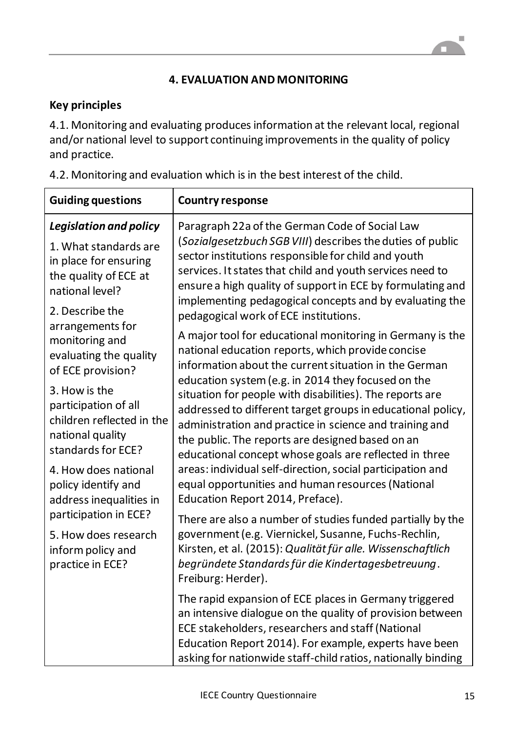## 4. EVALUATION AND MONITORING

**Key principles**

4.1. Monitoring and evaluating produces information at the relevant local, regional and/or national level to support continuing improvements in the quality of policy and practice.

4.2. Monitoring and evaluation which is in the best interest of the child.

| Guiding questions | Country response |
|---|---|
| ***Legislation and policy***<br><br>1. What standards are in place for ensuring the quality of ECE at national level?<br><br>2. Describe the arrangements for monitoring and evaluating the quality of ECE provision?<br><br>3. How is the participation of all children reflected in the national quality standards for ECE?<br><br>4. How does national policy identify and address inequalities in participation in ECE?<br><br>5. How does research inform policy and practice in ECE? | Paragraph 22a of the German Code of Social Law (*Sozialgesetzbuch SGB VIII*) describes the duties of public sector institutions responsible for child and youth services. It states that child and youth services need to ensure a high quality of support in ECE by formulating and implementing pedagogical concepts and by evaluating the pedagogical work of ECE institutions.<br><br>A major tool for educational monitoring in Germany is the national education reports, which provide concise information about the current situation in the German education system (e.g. in 2014 they focused on the situation for people with disabilities). The reports are addressed to different target groups in educational policy, administration and practice in science and training and the public. The reports are designed based on an educational concept whose goals are reflected in three areas: individual self-direction, social participation and equal opportunities and human resources (National Education Report 2014, Preface).<br><br>There are also a number of studies funded partially by the government (e.g. Viernickel, Susanne, Fuchs-Rechlin, Kirsten, et al. (2015): *Qualität für alle. Wissenschaftlich begründete Standards für die Kindertagesbetreuung*. Freiburg: Herder).<br><br>The rapid expansion of ECE places in Germany triggered an intensive dialogue on the quality of provision between ECE stakeholders, researchers and staff (National Education Report 2014). For example, experts have been asking for nationwide staff-child ratios, nationally binding |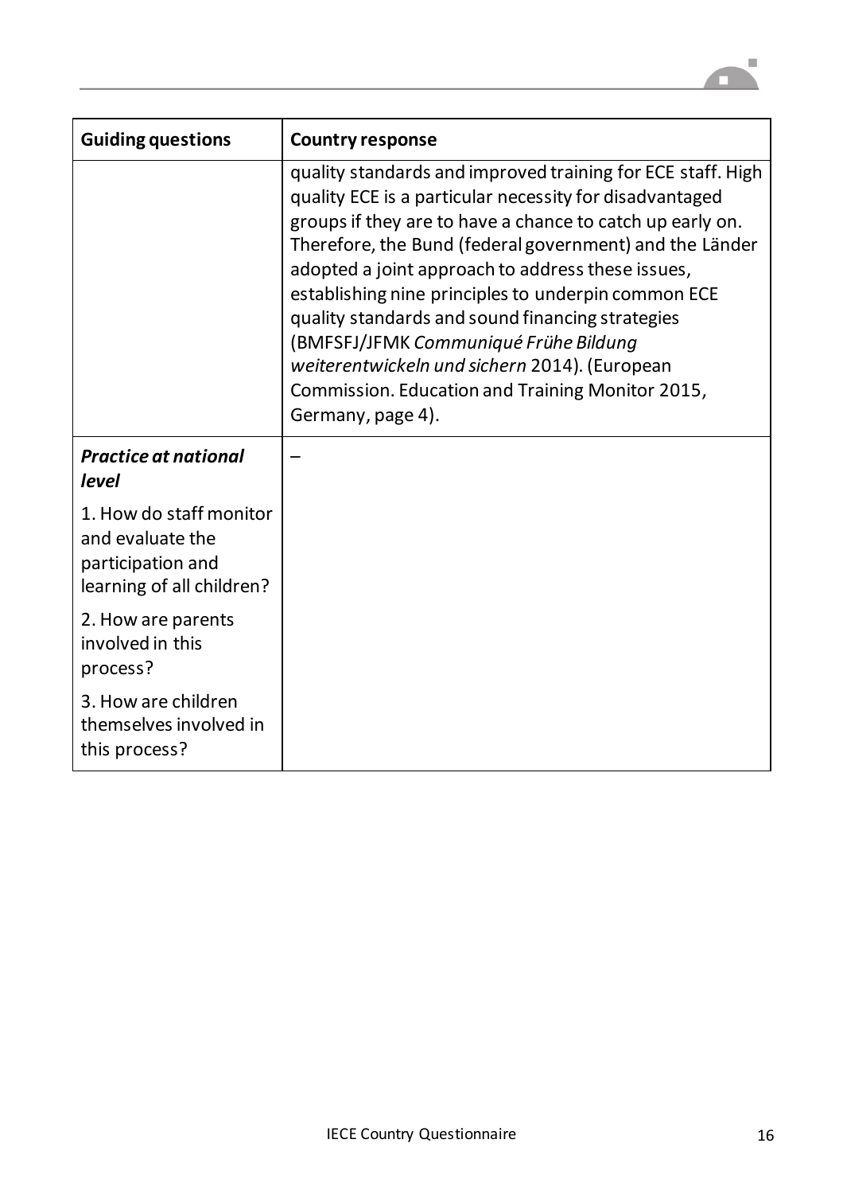| Guiding questions | Country response |
|---|---|
| | quality standards and improved training for ECE staff. High quality ECE is a particular necessity for disadvantaged groups if they are to have a chance to catch up early on. Therefore, the Bund (federal government) and the Länder adopted a joint approach to address these issues, establishing nine principles to underpin common ECE quality standards and sound financing strategies (BMFSFJ/JFMK *Communiqué Frühe Bildung weiterentwickeln und sichern* 2014). (European Commission. Education and Training Monitor 2015, Germany, page 4). |
| ***Practice at national level*** <br> 1. How do staff monitor and evaluate the participation and learning of all children? <br> 2. How are parents involved in this process? <br> 3. How are children themselves involved in this process? | – |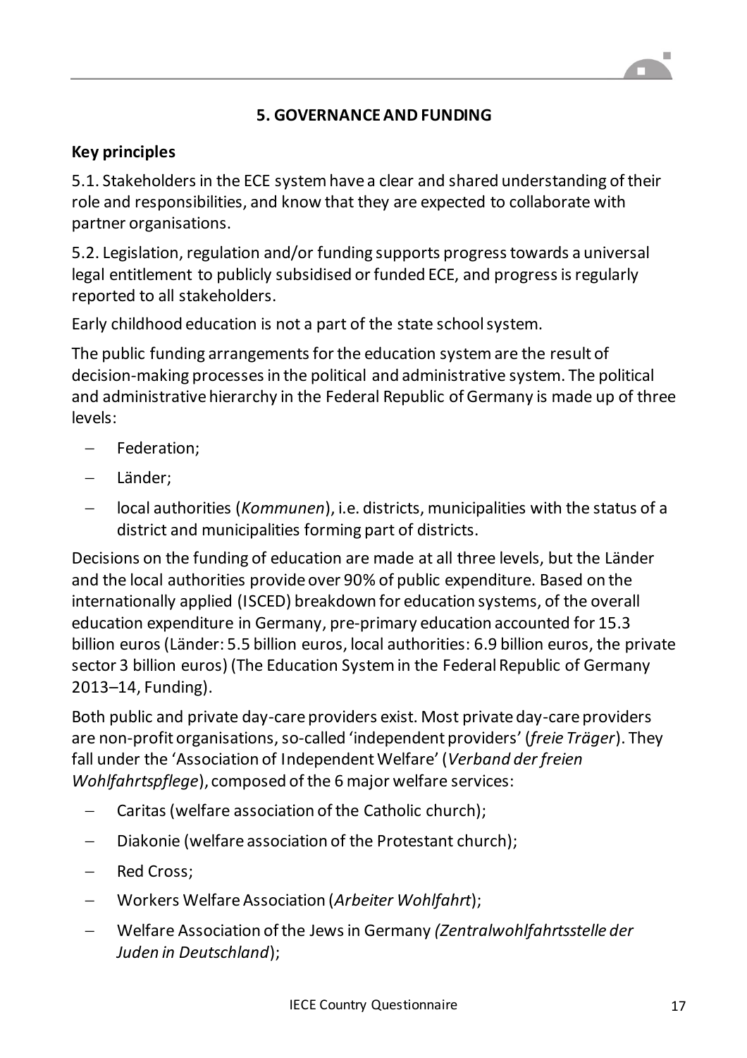## 5. GOVERNANCE AND FUNDING

### Key principles

5.1. Stakeholders in the ECE system have a clear and shared understanding of their role and responsibilities, and know that they are expected to collaborate with partner organisations.

5.2. Legislation, regulation and/or funding supports progress towards a universal legal entitlement to publicly subsidised or funded ECE, and progress is regularly reported to all stakeholders.

Early childhood education is not a part of the state school system.

The public funding arrangements for the education system are the result of decision-making processes in the political and administrative system. The political and administrative hierarchy in the Federal Republic of Germany is made up of three levels:

- Federation;
- Länder;
- local authorities (*Kommunen*), i.e. districts, municipalities with the status of a district and municipalities forming part of districts.

Decisions on the funding of education are made at all three levels, but the Länder and the local authorities provide over 90% of public expenditure. Based on the internationally applied (ISCED) breakdown for education systems, of the overall education expenditure in Germany, pre-primary education accounted for 15.3 billion euros (Länder: 5.5 billion euros, local authorities: 6.9 billion euros, the private sector 3 billion euros) (The Education System in the Federal Republic of Germany 2013–14, Funding).

Both public and private day-care providers exist. Most private day-care providers are non-profit organisations, so-called 'independent providers' (*freie Träger*). They fall under the 'Association of Independent Welfare' (*Verband der freien Wohlfahrtspflege*), composed of the 6 major welfare services:

- Caritas (welfare association of the Catholic church);
- Diakonie (welfare association of the Protestant church);
- Red Cross;
- Workers Welfare Association (*Arbeiter Wohlfahrt*);
- Welfare Association of the Jews in Germany *(Zentralwohlfahrtsstelle der Juden in Deutschland*);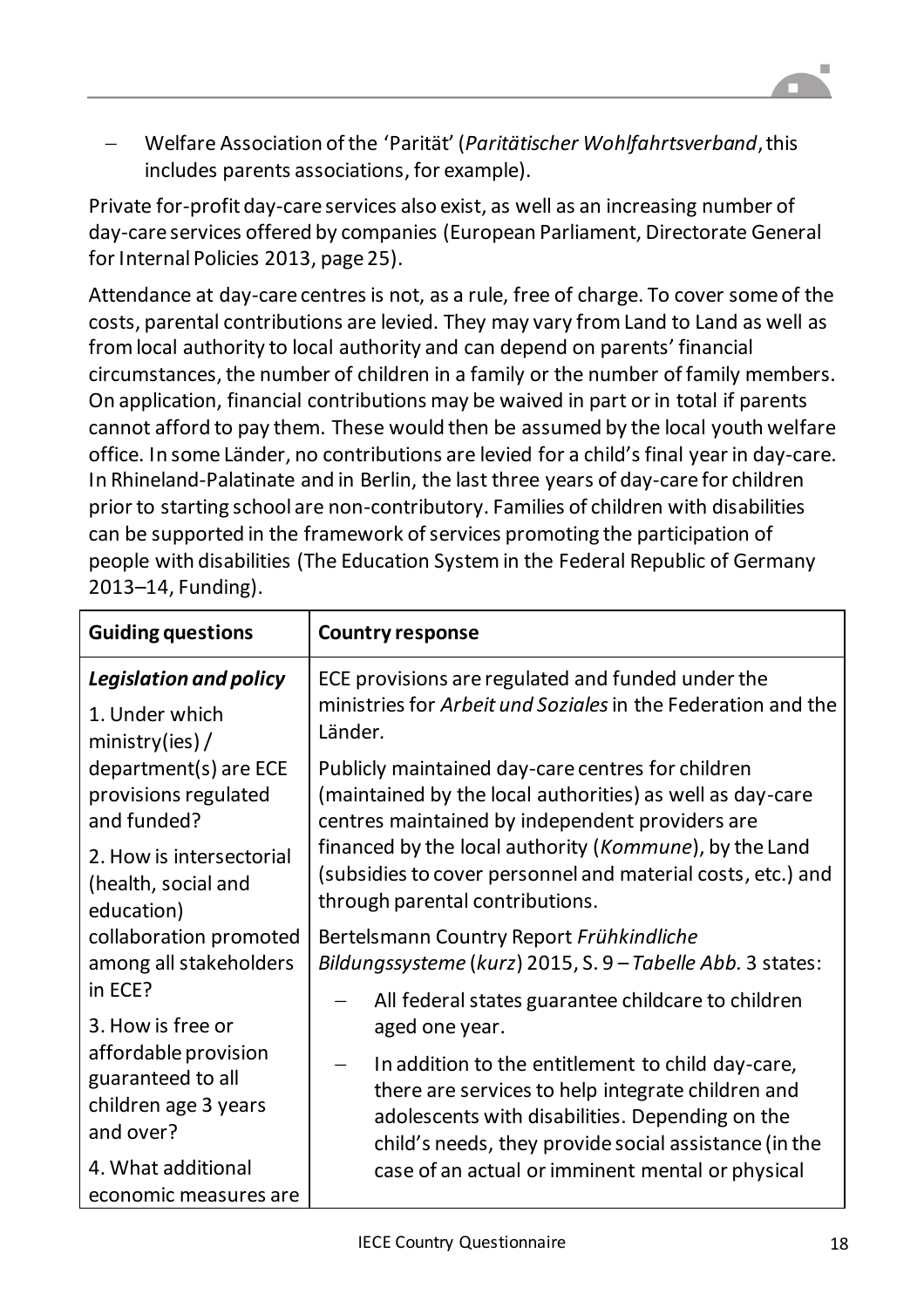- Welfare Association of the 'Parität' (*Paritätischer Wohlfahrtsverband*, this includes parents associations, for example).

Private for-profit day-care services also exist, as well as an increasing number of day-care services offered by companies (European Parliament, Directorate General for Internal Policies 2013, page 25).

Attendance at day-care centres is not, as a rule, free of charge. To cover some of the costs, parental contributions are levied. They may vary from Land to Land as well as from local authority to local authority and can depend on parents' financial circumstances, the number of children in a family or the number of family members. On application, financial contributions may be waived in part or in total if parents cannot afford to pay them. These would then be assumed by the local youth welfare office. In some Länder, no contributions are levied for a child's final year in day-care. In Rhineland-Palatinate and in Berlin, the last three years of day-care for children prior to starting school are non-contributory. Families of children with disabilities can be supported in the framework of services promoting the participation of people with disabilities (The Education System in the Federal Republic of Germany 2013–14, Funding).

| Guiding questions | Country response |
|---|---|
| ***Legislation and policy***<br>1. Under which ministry(ies) / department(s) are ECE provisions regulated and funded?<br>2. How is intersectorial (health, social and education) collaboration promoted among all stakeholders in ECE?<br>3. How is free or affordable provision guaranteed to all children age 3 years and over?<br>4. What additional economic measures are | ECE provisions are regulated and funded under the ministries for *Arbeit und Soziales* in the Federation and the Länder.<br>Publicly maintained day-care centres for children (maintained by the local authorities) as well as day-care centres maintained by independent providers are financed by the local authority (*Kommune*), by the Land (subsidies to cover personnel and material costs, etc.) and through parental contributions.<br>Bertelsmann Country Report *Frühkindliche Bildungssysteme* (*kurz*) 2015, S. 9 – *Tabelle Abb.* 3 states:<br>– All federal states guarantee childcare to children aged one year.<br>– In addition to the entitlement to child day-care, there are services to help integrate children and adolescents with disabilities. Depending on the child's needs, they provide social assistance (in the case of an actual or imminent mental or physical |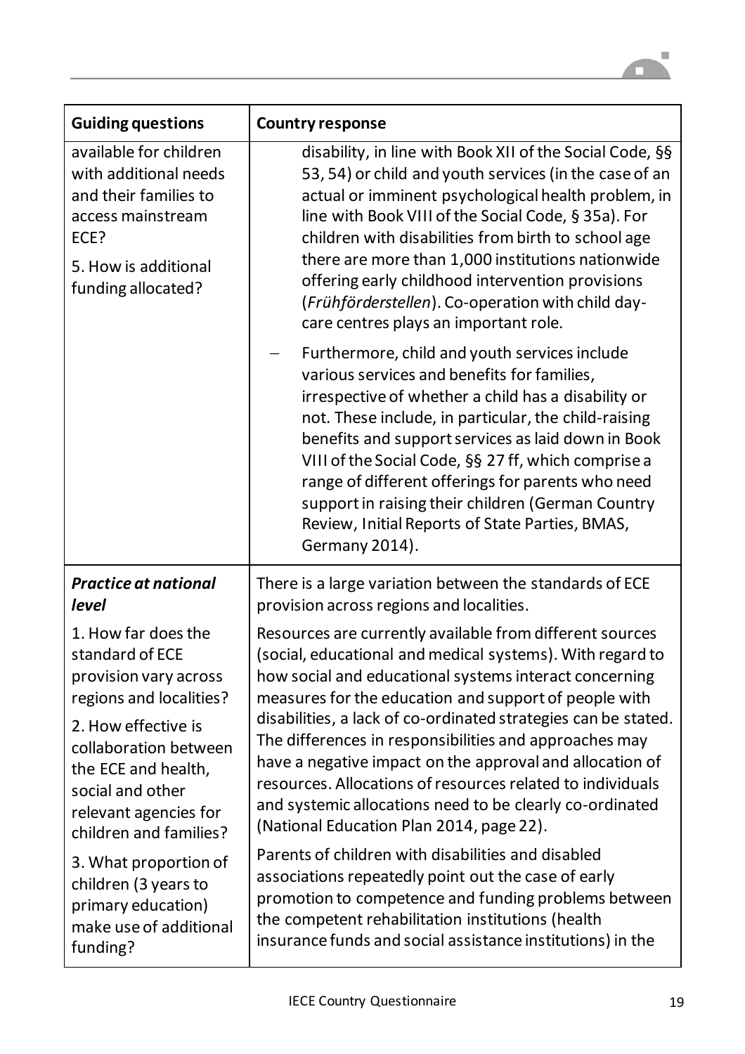| Guiding questions | Country response |
|---|---|
| available for children with additional needs and their families to access mainstream ECE?<br><br>5. How is additional funding allocated? | disability, in line with Book XII of the Social Code, §§ 53, 54) or child and youth services (in the case of an actual or imminent psychological health problem, in line with Book VIII of the Social Code, § 35a). For children with disabilities from birth to school age there are more than 1,000 institutions nationwide offering early childhood intervention provisions (*Frühförderstellen*). Co-operation with child day-care centres plays an important role.<br><br>– Furthermore, child and youth services include various services and benefits for families, irrespective of whether a child has a disability or not. These include, in particular, the child-raising benefits and support services as laid down in Book VIII of the Social Code, §§ 27 ff, which comprise a range of different offerings for parents who need support in raising their children (German Country Review, Initial Reports of State Parties, BMAS, Germany 2014). |
| ***Practice at national level***<br><br>1. How far does the standard of ECE provision vary across regions and localities?<br><br>2. How effective is collaboration between the ECE and health, social and other relevant agencies for children and families?<br><br>3. What proportion of children (3 years to primary education) make use of additional funding? | There is a large variation between the standards of ECE provision across regions and localities.<br><br>Resources are currently available from different sources (social, educational and medical systems). With regard to how social and educational systems interact concerning measures for the education and support of people with disabilities, a lack of co-ordinated strategies can be stated. The differences in responsibilities and approaches may have a negative impact on the approval and allocation of resources. Allocations of resources related to individuals and systemic allocations need to be clearly co-ordinated (National Education Plan 2014, page 22).<br><br>Parents of children with disabilities and disabled associations repeatedly point out the case of early promotion to competence and funding problems between the competent rehabilitation institutions (health insurance funds and social assistance institutions) in the |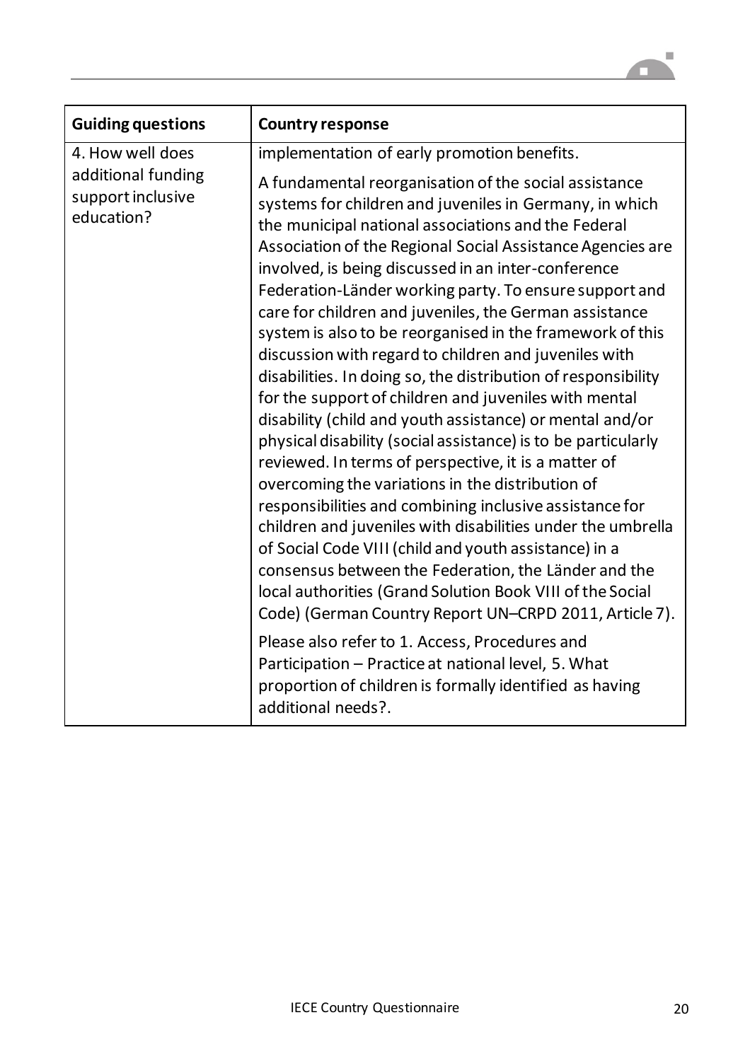| Guiding questions | Country response |
|---|---|
| 4. How well does additional funding support inclusive education? | implementation of early promotion benefits.<br><br>A fundamental reorganisation of the social assistance systems for children and juveniles in Germany, in which the municipal national associations and the Federal Association of the Regional Social Assistance Agencies are involved, is being discussed in an inter-conference Federation-Länder working party. To ensure support and care for children and juveniles, the German assistance system is also to be reorganised in the framework of this discussion with regard to children and juveniles with disabilities. In doing so, the distribution of responsibility for the support of children and juveniles with mental disability (child and youth assistance) or mental and/or physical disability (social assistance) is to be particularly reviewed. In terms of perspective, it is a matter of overcoming the variations in the distribution of responsibilities and combining inclusive assistance for children and juveniles with disabilities under the umbrella of Social Code VIII (child and youth assistance) in a consensus between the Federation, the Länder and the local authorities (Grand Solution Book VIII of the Social Code) (German Country Report UN–CRPD 2011, Article 7).<br><br>Please also refer to 1. Access, Procedures and Participation – Practice at national level, 5. What proportion of children is formally identified as having additional needs?. |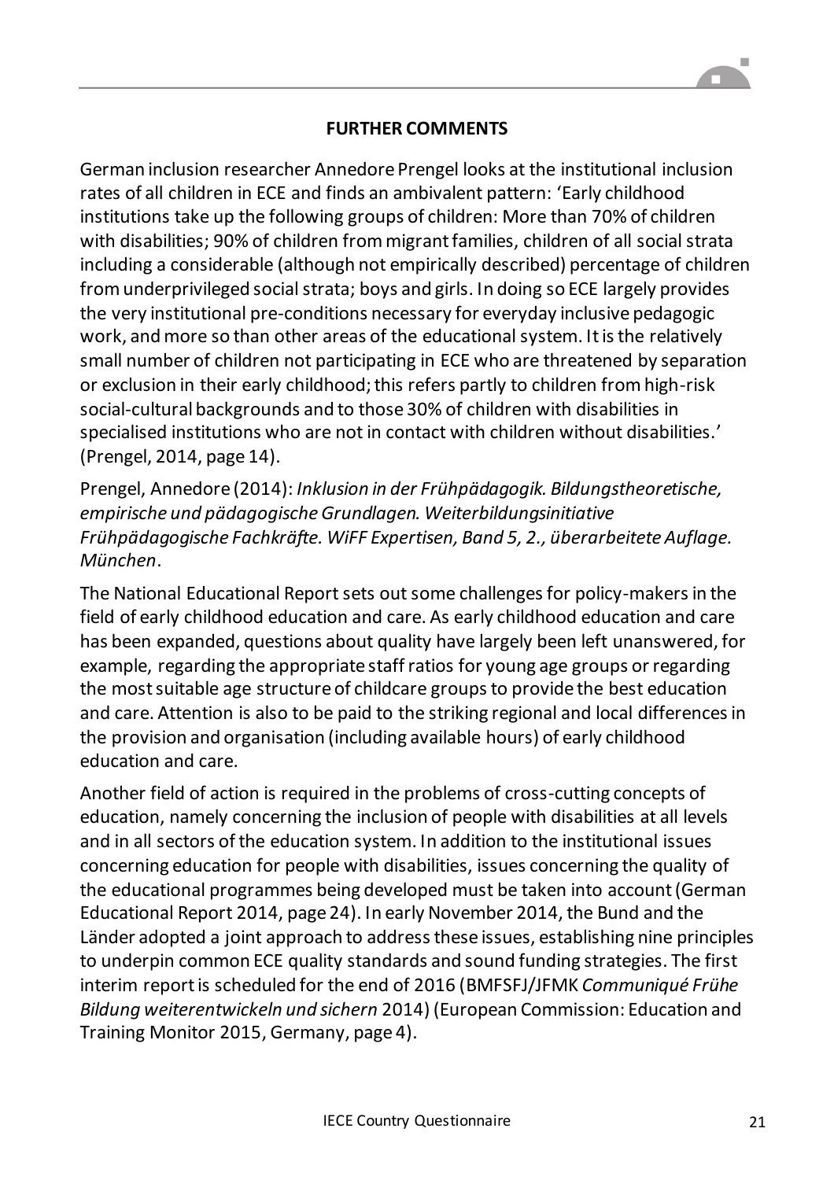**FURTHER COMMENTS**

German inclusion researcher Annedore Prengel looks at the institutional inclusion rates of all children in ECE and finds an ambivalent pattern: 'Early childhood institutions take up the following groups of children: More than 70% of children with disabilities; 90% of children from migrant families, children of all social strata including a considerable (although not empirically described) percentage of children from underprivileged social strata; boys and girls. In doing so ECE largely provides the very institutional pre-conditions necessary for everyday inclusive pedagogic work, and more so than other areas of the educational system. It is the relatively small number of children not participating in ECE who are threatened by separation or exclusion in their early childhood; this refers partly to children from high-risk social-cultural backgrounds and to those 30% of children with disabilities in specialised institutions who are not in contact with children without disabilities.' (Prengel, 2014, page 14).

Prengel, Annedore (2014): *Inklusion in der Frühpädagogik. Bildungstheoretische, empirische und pädagogische Grundlagen. Weiterbildungsinitiative Frühpädagogische Fachkräfte. WiFF Expertisen, Band 5, 2., überarbeitete Auflage. München*.

The National Educational Report sets out some challenges for policy-makers in the field of early childhood education and care. As early childhood education and care has been expanded, questions about quality have largely been left unanswered, for example, regarding the appropriate staff ratios for young age groups or regarding the most suitable age structure of childcare groups to provide the best education and care. Attention is also to be paid to the striking regional and local differences in the provision and organisation (including available hours) of early childhood education and care.

Another field of action is required in the problems of cross-cutting concepts of education, namely concerning the inclusion of people with disabilities at all levels and in all sectors of the education system. In addition to the institutional issues concerning education for people with disabilities, issues concerning the quality of the educational programmes being developed must be taken into account (German Educational Report 2014, page 24). In early November 2014, the Bund and the Länder adopted a joint approach to address these issues, establishing nine principles to underpin common ECE quality standards and sound funding strategies. The first interim report is scheduled for the end of 2016 (BMFSFJ/JFMK *Communiqué Frühe Bildung weiterentwickeln und sichern* 2014) (European Commission: Education and Training Monitor 2015, Germany, page 4).